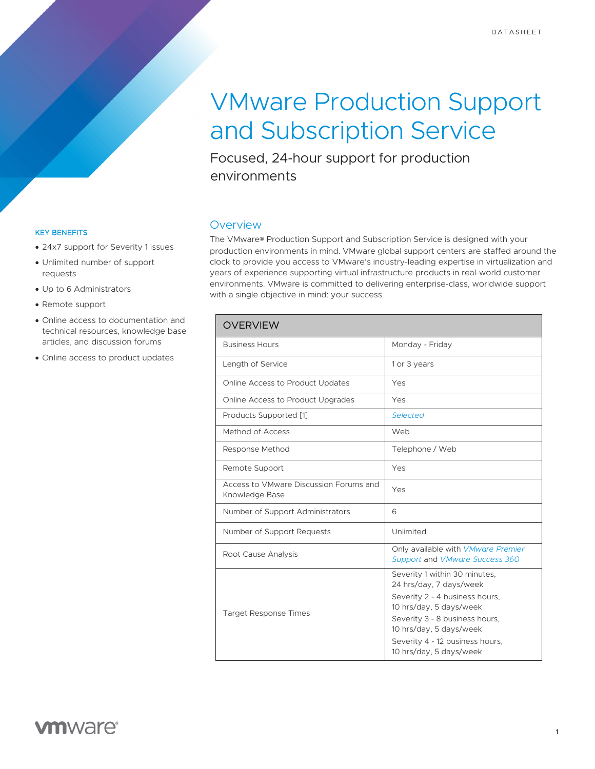# VMware Production Support and Subscription Service

## Focused, 24-hour support for production environments

### KEY BENEFITS

- 24x7 support for Severity 1 issues
- Unlimited number of support requests
- Up to 6 Administrators
- Remote support
- Online access to documentation and technical resources, knowledge base articles, and discussion forums
- Online access to product updates

## Overview

The VMware® Production Support and Subscription Service is designed with your production environments in mind. VMware global support centers are staffed around the clock to provide you access to VMware's industry-leading expertise in virtualization and years of experience supporting virtual infrastructure products in real-world customer environments. VMware is committed to delivering enterprise-class, worldwide support with a single objective in mind: your success.

| OVERVIEW | |
|---|---|
| Business Hours | Monday - Friday |
| Length of Service | 1 or 3 years |
| Online Access to Product Updates | Yes |
| Online Access to Product Upgrades | Yes |
| Products Supported [1] | *Selected* |
| Method of Access | Web |
| Response Method | Telephone / Web |
| Remote Support | Yes |
| Access to VMware Discussion Forums and Knowledge Base | Yes |
| Number of Support Administrators | 6 |
| Number of Support Requests | Unlimited |
| Root Cause Analysis | Only available with *VMware Premier Support* and *VMware Success 360* |
| Target Response Times | Severity 1 within 30 minutes, 24 hrs/day, 7 days/week<br>Severity 2 - 4 business hours, 10 hrs/day, 5 days/week<br>Severity 3 - 8 business hours, 10 hrs/day, 5 days/week<br>Severity 4 - 12 business hours, 10 hrs/day, 5 days/week |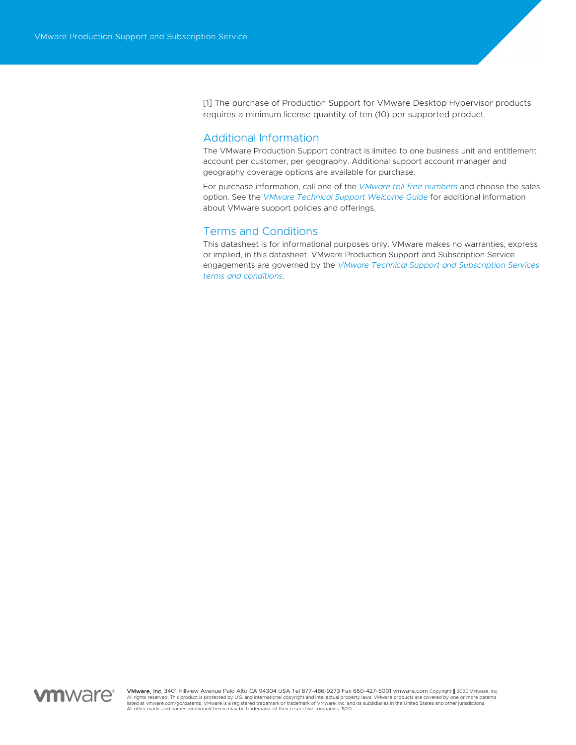[1] The purchase of Production Support for VMware Desktop Hypervisor products requires a minimum license quantity of ten (10) per supported product.

## Additional Information

The VMware Production Support contract is limited to one business unit and entitlement account per customer, per geography. Additional support account manager and geography coverage options are available for purchase.

For purchase information, call one of the *VMware toll-free numbers* and choose the sales option. See the *VMware Technical Support Welcome Guide* for additional information about VMware support policies and offerings.

## Terms and Conditions

This datasheet is for informational purposes only. VMware makes no warranties, express or implied, in this datasheet. VMware Production Support and Subscription Service engagements are governed by the *VMware Technical Support and Subscription Services terms and conditions*.

**VMware, Inc.** 3401 Hillview Avenue Palo Alto CA 94304 USA Tel 877-486-9273 Fax 650-427-5001 vmware.com Copyright © 2020 VMware, Inc. All rights reserved. This product is protected by U.S. and international copyright and intellectual property laws. VMware products are covered by one or more patents listed at vmware.com/go/patents. VMware is a registered trademark or trademark of VMware, Inc. and its subsidiaries in the United States and other jurisdictions. All other marks and names mentioned herein may be trademarks of their respective companies. 11/20